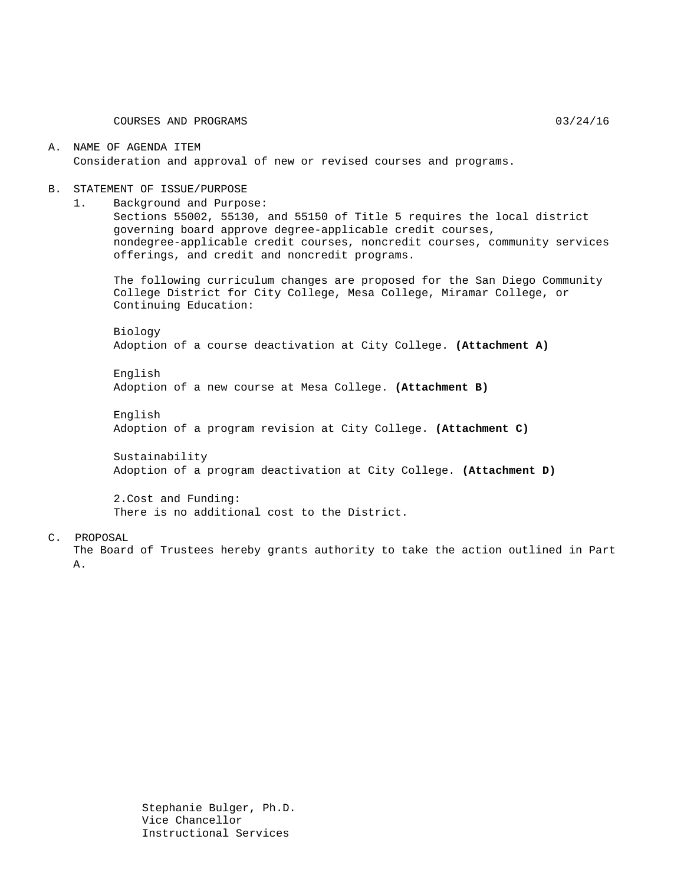COURSES AND PROGRAMS 03/24/16

A. NAME OF AGENDA ITEM

Consideration and approval of new or revised courses and programs.

B. STATEMENT OF ISSUE/PURPOSE

1. Background and Purpose:

Sections 55002, 55130, and 55150 of Title 5 requires the local district governing board approve degree-applicable credit courses, nondegree-applicable credit courses, noncredit courses, community services offerings, and credit and noncredit programs.

The following curriculum changes are proposed for the San Diego Community College District for City College, Mesa College, Miramar College, or Continuing Education:

Biology
Adoption of a course deactivation at City College. **(Attachment A)**

English
Adoption of a new course at Mesa College. **(Attachment B)**

English
Adoption of a program revision at City College. **(Attachment C)**

Sustainability
Adoption of a program deactivation at City College. **(Attachment D)**

2.Cost and Funding:

There is no additional cost to the District.

C. PROPOSAL

The Board of Trustees hereby grants authority to take the action outlined in Part A.

Stephanie Bulger, Ph.D.
Vice Chancellor
Instructional Services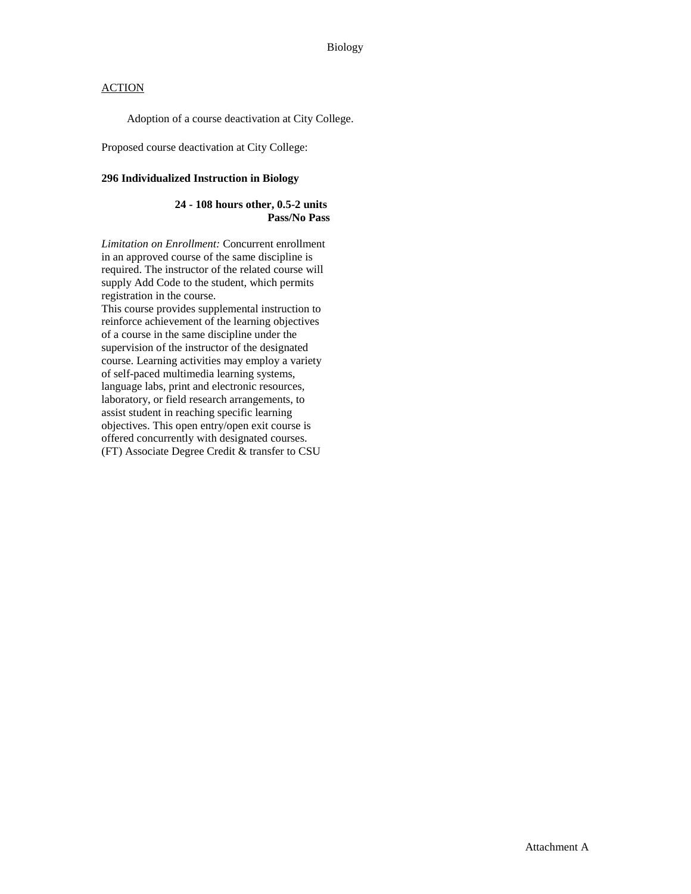Biology

ACTION

Adoption of a course deactivation at City College.

Proposed course deactivation at City College:

**296 Individualized Instruction in Biology**

**24 - 108 hours other, 0.5-2 units**
**Pass/No Pass**

*Limitation on Enrollment:* Concurrent enrollment in an approved course of the same discipline is required. The instructor of the related course will supply Add Code to the student, which permits registration in the course.
This course provides supplemental instruction to reinforce achievement of the learning objectives of a course in the same discipline under the supervision of the instructor of the designated course. Learning activities may employ a variety of self-paced multimedia learning systems, language labs, print and electronic resources, laboratory, or field research arrangements, to assist student in reaching specific learning objectives. This open entry/open exit course is offered concurrently with designated courses. (FT) Associate Degree Credit & transfer to CSU

Attachment A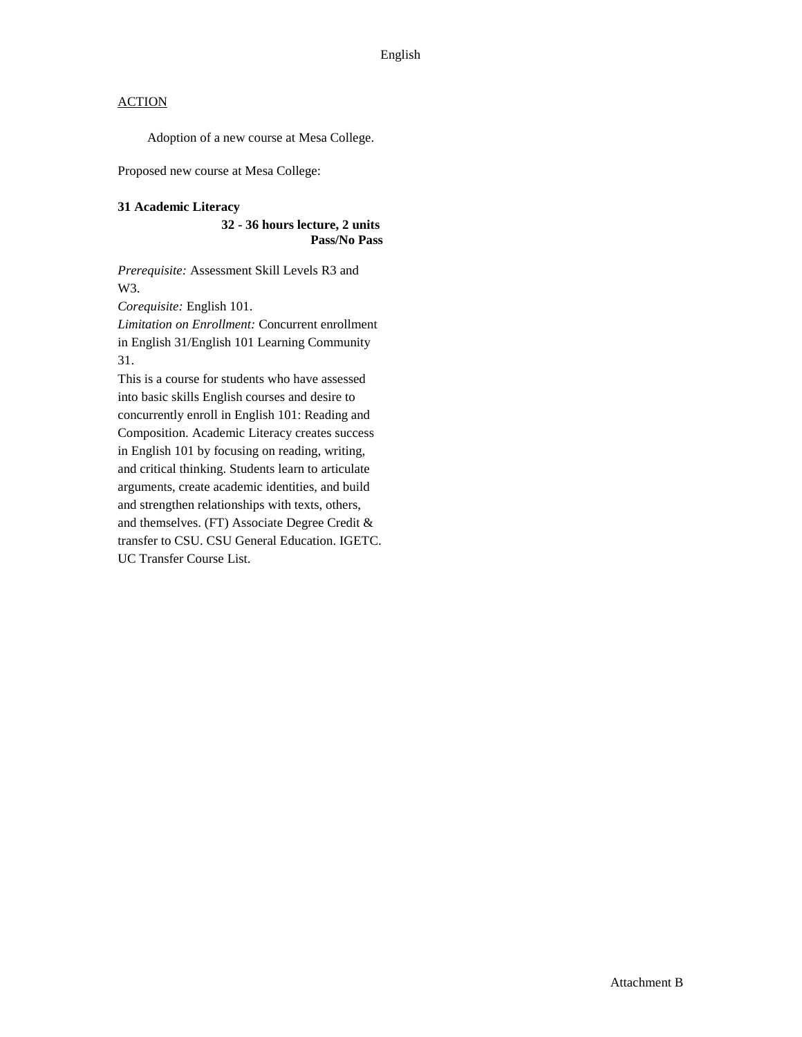<u>ACTION</u>

Adoption of a new course at Mesa College.

Proposed new course at Mesa College:

**31 Academic Literacy**

**32 - 36 hours lecture, 2 units**
**Pass/No Pass**

*Prerequisite:* Assessment Skill Levels R3 and W3.
*Corequisite:* English 101.
*Limitation on Enrollment:* Concurrent enrollment in English 31/English 101 Learning Community 31.
This is a course for students who have assessed into basic skills English courses and desire to concurrently enroll in English 101: Reading and Composition. Academic Literacy creates success in English 101 by focusing on reading, writing, and critical thinking. Students learn to articulate arguments, create academic identities, and build and strengthen relationships with texts, others, and themselves. (FT) Associate Degree Credit & transfer to CSU. CSU General Education. IGETC. UC Transfer Course List.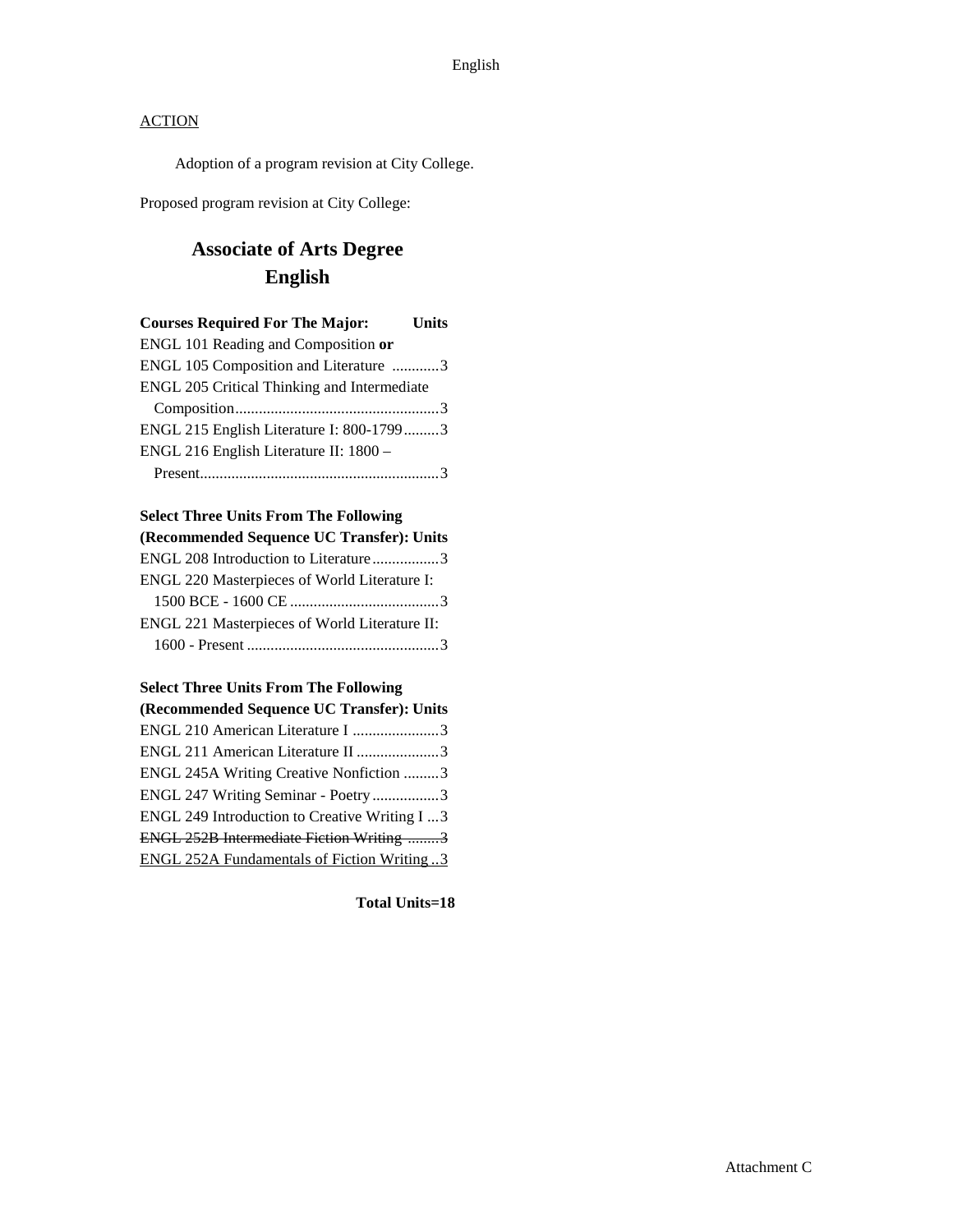<u>ACTION</u>

Adoption of a program revision at City College.

Proposed program revision at City College:

# Associate of Arts Degree
# English

| Courses Required For The Major: | Units |
|---|---|
| ENGL 101 Reading and Composition **or** | |
| ENGL 105 Composition and Literature | 3 |
| ENGL 205 Critical Thinking and Intermediate Composition | 3 |
| ENGL 215 English Literature I: 800-1799 | 3 |
| ENGL 216 English Literature II: 1800 – Present | 3 |

| Select Three Units From The Following (Recommended Sequence UC Transfer): | Units |
|---|---|
| ENGL 208 Introduction to Literature | 3 |
| ENGL 220 Masterpieces of World Literature I: 1500 BCE - 1600 CE | 3 |
| ENGL 221 Masterpieces of World Literature II: 1600 - Present | 3 |

| Select Three Units From The Following (Recommended Sequence UC Transfer): | Units |
|---|---|
| ENGL 210 American Literature I | 3 |
| ENGL 211 American Literature II | 3 |
| ENGL 245A Writing Creative Nonfiction | 3 |
| ENGL 247 Writing Seminar - Poetry | 3 |
| ENGL 249 Introduction to Creative Writing I | 3 |
| ~~ENGL 252B Intermediate Fiction Writing~~ | ~~3~~ |
| <u>ENGL 252A Fundamentals of Fiction Writing</u> | <u>3</u> |

**Total Units=18**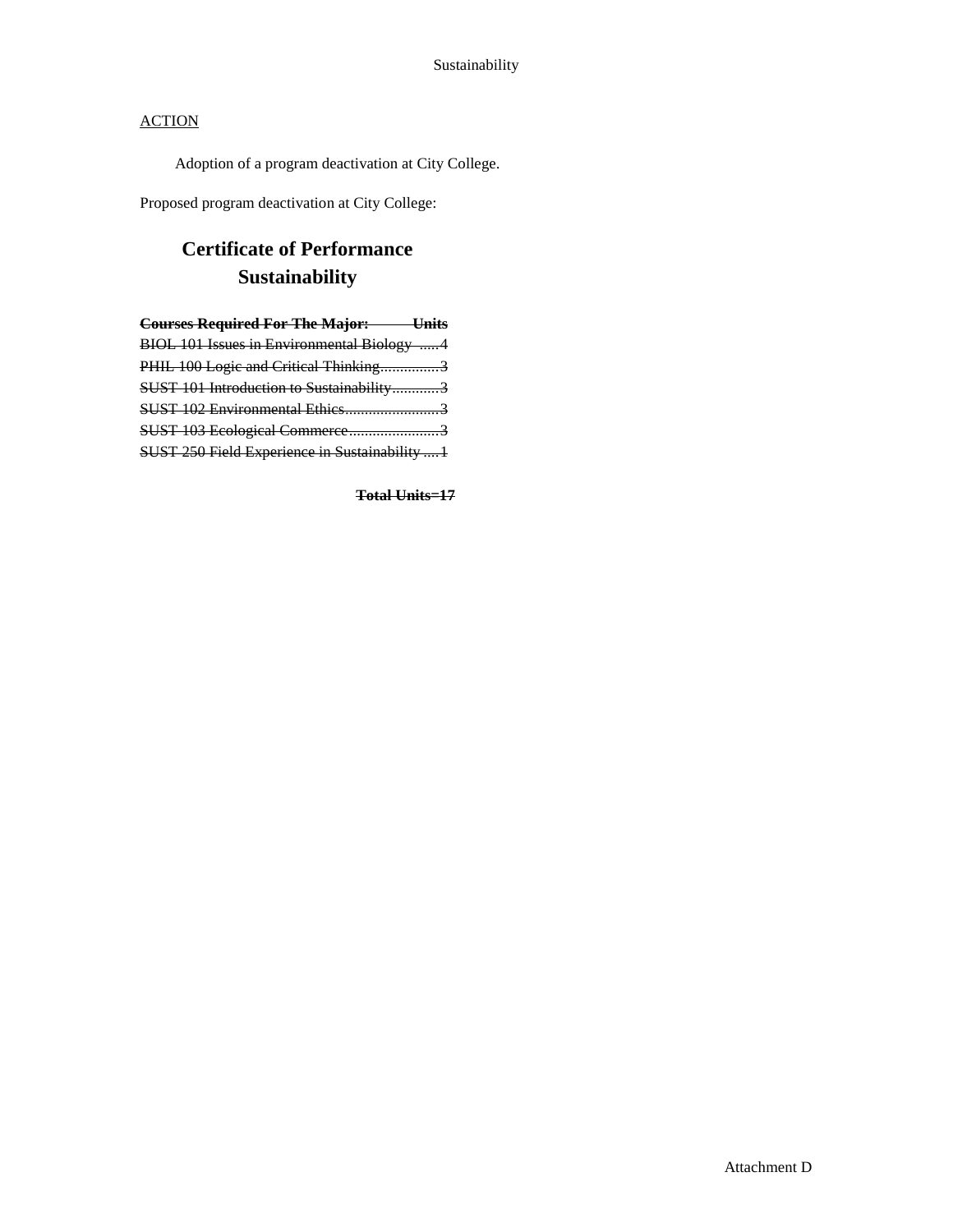ACTION

Adoption of a program deactivation at City College.

Proposed program deactivation at City College:

## Certificate of Performance
## Sustainability

~~**Courses Required For The Major: Units**~~
~~BIOL 101 Issues in Environmental Biology .....4~~
~~PHIL 100 Logic and Critical Thinking...............3~~
~~SUST 101 Introduction to Sustainability............3~~
~~SUST 102 Environmental Ethics........................3~~
~~SUST 103 Ecological Commerce.......................3~~
~~SUST 250 Field Experience in Sustainability ....1~~

~~**Total Units=17**~~

Attachment D